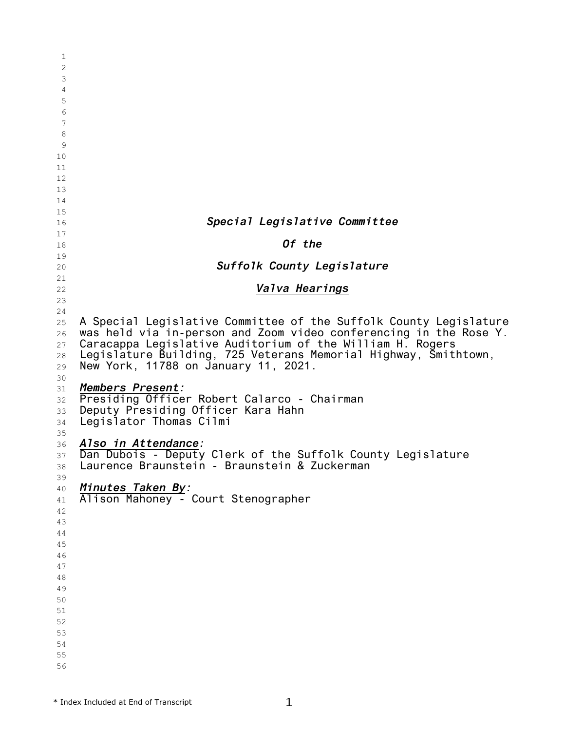***Special Legislative Committee***

***Of the***

***Suffolk County Legislature***

***Valva Hearings***

A Special Legislative Committee of the Suffolk County Legislature was held via in-person and Zoom video conferencing in the Rose Y. Caracappa Legislative Auditorium of the William H. Rogers Legislature Building, 725 Veterans Memorial Highway, Smithtown, New York, 11788 on January 11, 2021.

***Members Present:***
Presiding Officer Robert Calarco - Chairman
Deputy Presiding Officer Kara Hahn
Legislator Thomas Cilmi

***Also in Attendance:***
Dan Dubois - Deputy Clerk of the Suffolk County Legislature
Laurence Braunstein - Braunstein & Zuckerman

***Minutes Taken By:***
Alison Mahoney - Court Stenographer

* Index Included at End of Transcript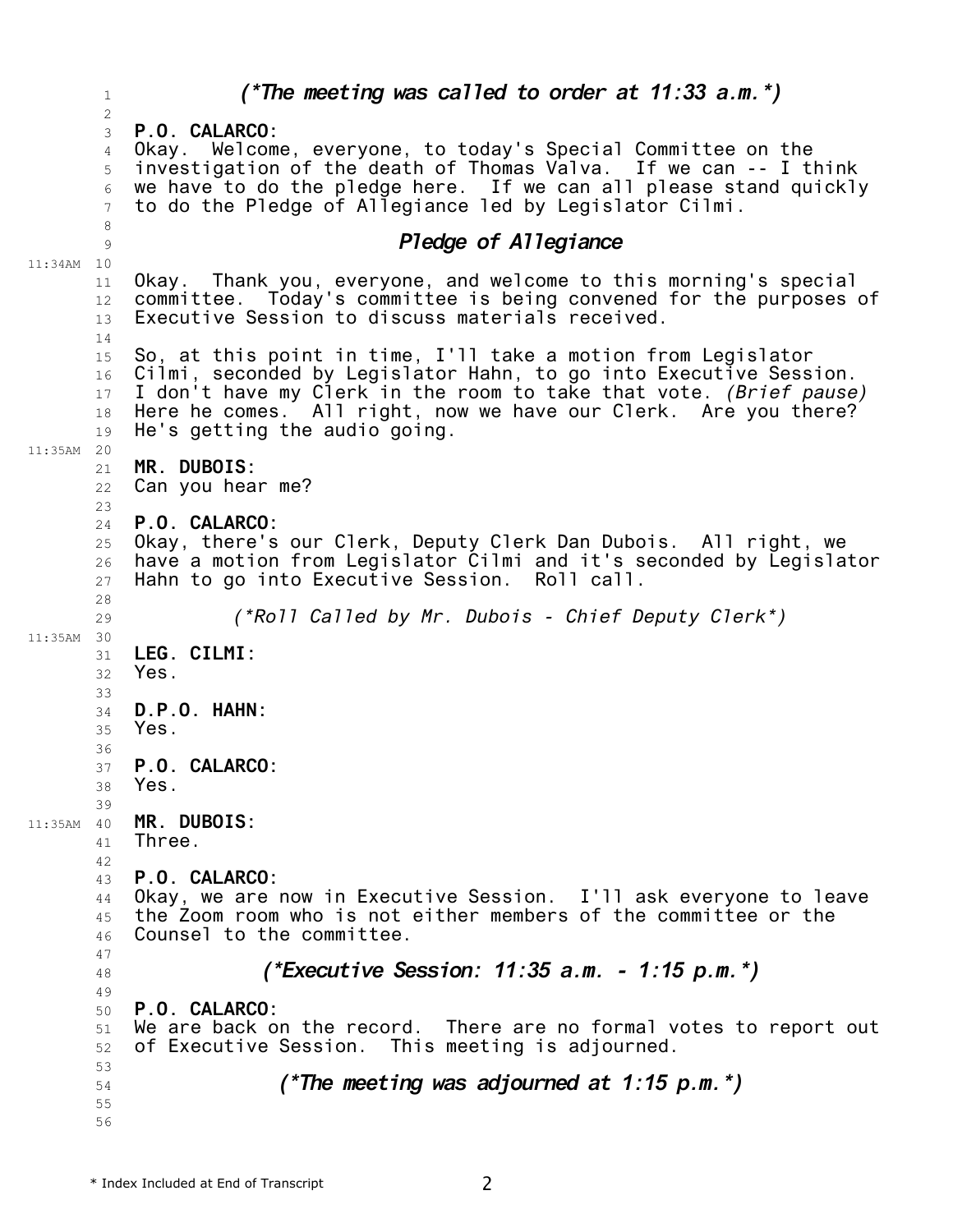*(\*The meeting was called to order at 11:33 a.m.\*)*

**P.O. CALARCO**:
Okay. Welcome, everyone, to today's Special Committee on the investigation of the death of Thomas Valva. If we can -- I think we have to do the pledge here. If we can all please stand quickly to do the Pledge of Allegiance led by Legislator Cilmi.

## *Pledge of Allegiance*

Okay. Thank you, everyone, and welcome to this morning's special committee. Today's committee is being convened for the purposes of Executive Session to discuss materials received.

So, at this point in time, I'll take a motion from Legislator Cilmi, seconded by Legislator Hahn, to go into Executive Session. I don't have my Clerk in the room to take that vote. *(Brief pause)* Here he comes. All right, now we have our Clerk. Are you there? He's getting the audio going.

**MR. DUBOIS**:
Can you hear me?

**P.O. CALARCO**:
Okay, there's our Clerk, Deputy Clerk Dan Dubois. All right, we have a motion from Legislator Cilmi and it's seconded by Legislator Hahn to go into Executive Session. Roll call.

*(\*Roll Called by Mr. Dubois - Chief Deputy Clerk\*)*

**LEG. CILMI**:
Yes.

**D.P.O. HAHN**:
Yes.

**P.O. CALARCO**:
Yes.

**MR. DUBOIS**:
Three.

**P.O. CALARCO**:
Okay, we are now in Executive Session. I'll ask everyone to leave the Zoom room who is not either members of the committee or the Counsel to the committee.

*(\*Executive Session: 11:35 a.m. - 1:15 p.m.\*)*

**P.O. CALARCO**:
We are back on the record. There are no formal votes to report out of Executive Session. This meeting is adjourned.

*(\*The meeting was adjourned at 1:15 p.m.\*)*

\* Index Included at End of Transcript